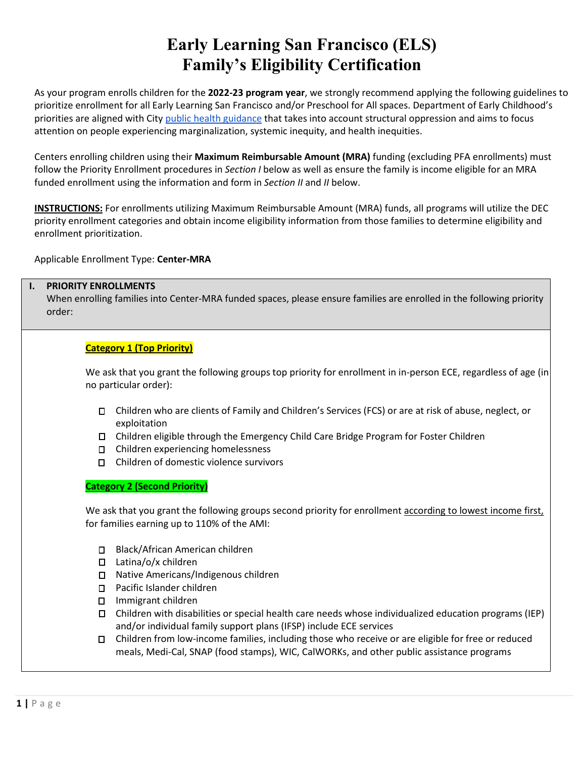# Early Learning San Francisco (ELS) Family's Eligibility Certification

As your program enrolls children for the **2022-23 program year**, we strongly recommend applying the following guidelines to prioritize enrollment for all Early Learning San Francisco and/or Preschool for All spaces. Department of Early Childhood's priorities are aligned with City public health guidance that takes into account structural oppression and aims to focus attention on people experiencing marginalization, systemic inequity, and health inequities.

Centers enrolling children using their **Maximum Reimbursable Amount (MRA)** funding (excluding PFA enrollments) must follow the Priority Enrollment procedures in *Section I* below as well as ensure the family is income eligible for an MRA funded enrollment using the information and form in *Section II* and *II* below.

**INSTRUCTIONS:** For enrollments utilizing Maximum Reimbursable Amount (MRA) funds, all programs will utilize the DEC priority enrollment categories and obtain income eligibility information from those families to determine eligibility and enrollment prioritization.

Applicable Enrollment Type: **Center-MRA**

## I. PRIORITY ENROLLMENTS

When enrolling families into Center-MRA funded spaces, please ensure families are enrolled in the following priority order:

**Category 1 (Top Priority)**

We ask that you grant the following groups top priority for enrollment in in-person ECE, regardless of age (in no particular order):

- ☐ Children who are clients of Family and Children's Services (FCS) or are at risk of abuse, neglect, or exploitation
- ☐ Children eligible through the Emergency Child Care Bridge Program for Foster Children
- ☐ Children experiencing homelessness
- ☐ Children of domestic violence survivors

**Category 2 (Second Priority)**

We ask that you grant the following groups second priority for enrollment according to lowest income first, for families earning up to 110% of the AMI:

- ☐ Black/African American children
- ☐ Latina/o/x children
- ☐ Native Americans/Indigenous children
- ☐ Pacific Islander children
- ☐ Immigrant children
- ☐ Children with disabilities or special health care needs whose individualized education programs (IEP) and/or individual family support plans (IFSP) include ECE services
- ☐ Children from low-income families, including those who receive or are eligible for free or reduced meals, Medi-Cal, SNAP (food stamps), WIC, CalWORKs, and other public assistance programs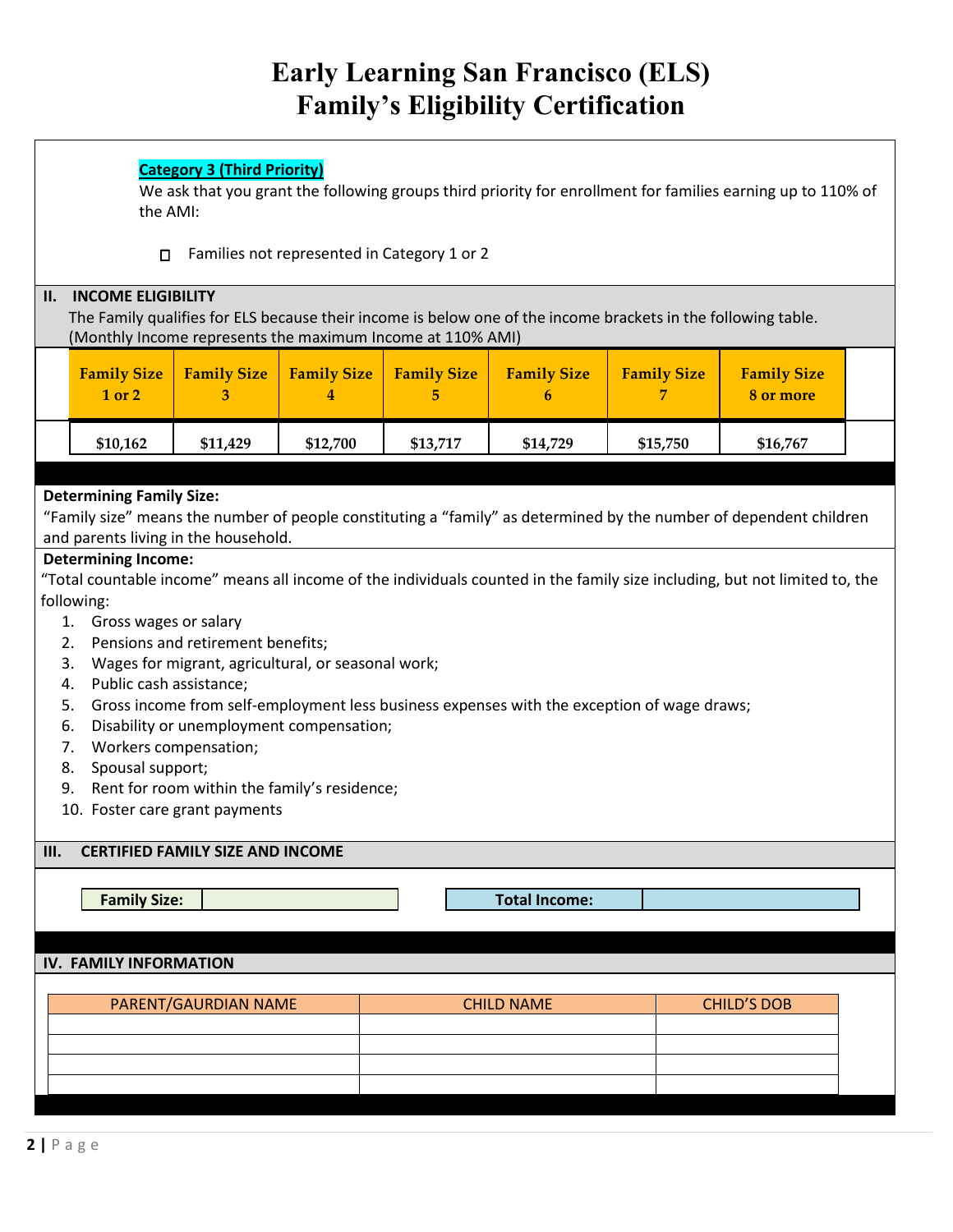# Early Learning San Francisco (ELS)
# Family's Eligibility Certification

**Category 3 (Third Priority)**

We ask that you grant the following groups third priority for enrollment for families earning up to 110% of the AMI:

- ☐ Families not represented in Category 1 or 2

## II. INCOME ELIGIBILITY

The Family qualifies for ELS because their income is below one of the income brackets in the following table. (Monthly Income represents the maximum Income at 110% AMI)

| Family Size 1 or 2 | Family Size 3 | Family Size 4 | Family Size 5 | Family Size 6 | Family Size 7 | Family Size 8 or more |
|---|---|---|---|---|---|---|
| $10,162 | $11,429 | $12,700 | $13,717 | $14,729 | $15,750 | $16,767 |

**Determining Family Size:**

"Family size" means the number of people constituting a "family" as determined by the number of dependent children and parents living in the household.

**Determining Income:**

"Total countable income" means all income of the individuals counted in the family size including, but not limited to, the following:

1. Gross wages or salary
2. Pensions and retirement benefits;
3. Wages for migrant, agricultural, or seasonal work;
4. Public cash assistance;
5. Gross income from self-employment less business expenses with the exception of wage draws;
6. Disability or unemployment compensation;
7. Workers compensation;
8. Spousal support;
9. Rent for room within the family's residence;
10. Foster care grant payments

## III. CERTIFIED FAMILY SIZE AND INCOME

| Family Size: | | Total Income: | |
|---|---|---|---|

## IV. FAMILY INFORMATION

| PARENT/GAURDIAN NAME | CHILD NAME | CHILD'S DOB |
|---|---|---|
| | | |
| | | |
| | | |
| | | |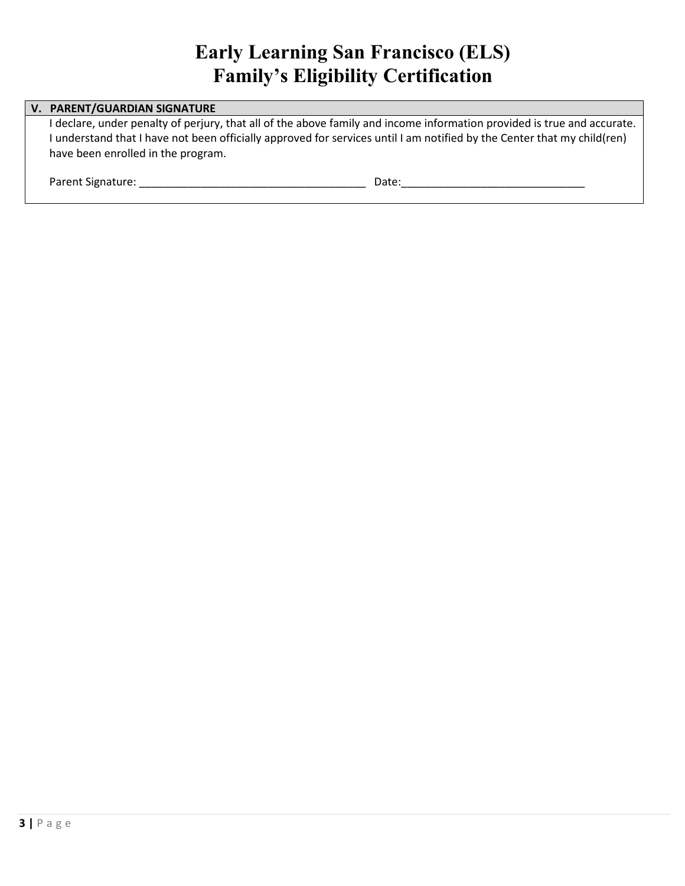# Early Learning San Francisco (ELS)
# Family's Eligibility Certification

## V. PARENT/GUARDIAN SIGNATURE

I declare, under penalty of perjury, that all of the above family and income information provided is true and accurate. I understand that I have not been officially approved for services until I am notified by the Center that my child(ren) have been enrolled in the program.

Parent Signature: ______________________________________ Date:______________________________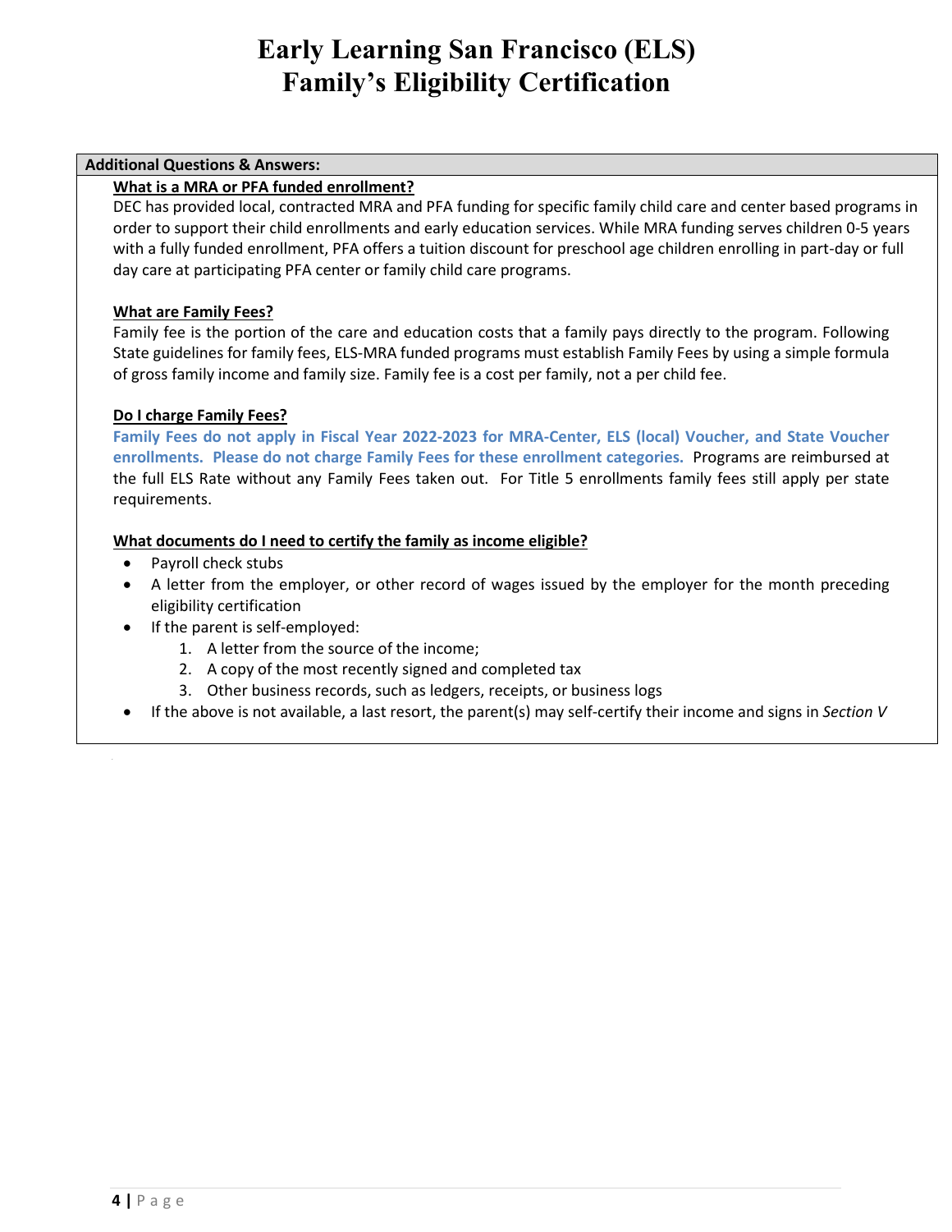# Early Learning San Francisco (ELS)
# Family's Eligibility Certification

**Additional Questions & Answers:**

**What is a MRA or PFA funded enrollment?**

DEC has provided local, contracted MRA and PFA funding for specific family child care and center based programs in order to support their child enrollments and early education services. While MRA funding serves children 0-5 years with a fully funded enrollment, PFA offers a tuition discount for preschool age children enrolling in part-day or full day care at participating PFA center or family child care programs.

**What are Family Fees?**

Family fee is the portion of the care and education costs that a family pays directly to the program. Following State guidelines for family fees, ELS-MRA funded programs must establish Family Fees by using a simple formula of gross family income and family size. Family fee is a cost per family, not a per child fee.

**Do I charge Family Fees?**

**Family Fees do not apply in Fiscal Year 2022-2023 for MRA-Center, ELS (local) Voucher, and State Voucher enrollments. Please do not charge Family Fees for these enrollment categories.** Programs are reimbursed at the full ELS Rate without any Family Fees taken out. For Title 5 enrollments family fees still apply per state requirements.

**What documents do I need to certify the family as income eligible?**

- Payroll check stubs
- A letter from the employer, or other record of wages issued by the employer for the month preceding eligibility certification
- If the parent is self-employed:
  1. A letter from the source of the income;
  2. A copy of the most recently signed and completed tax
  3. Other business records, such as ledgers, receipts, or business logs
- If the above is not available, a last resort, the parent(s) may self-certify their income and signs in *Section V*